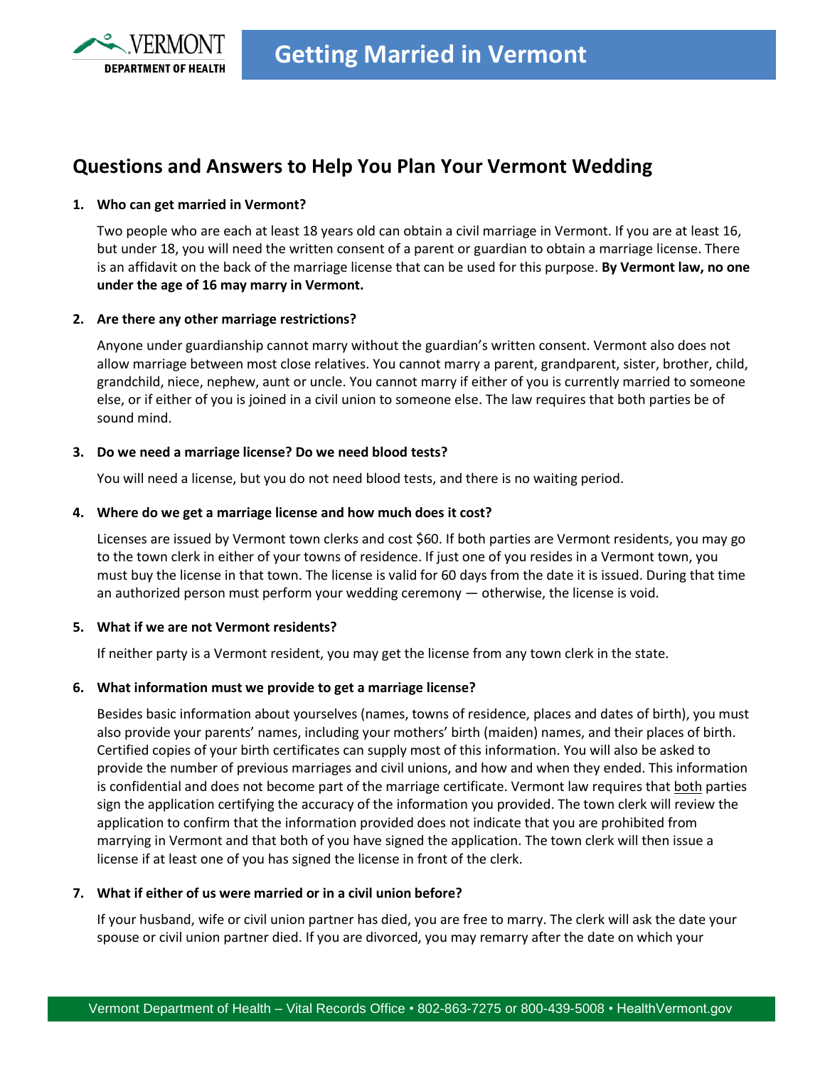# Getting Married in Vermont

## Questions and Answers to Help You Plan Your Vermont Wedding

**1. Who can get married in Vermont?**

Two people who are each at least 18 years old can obtain a civil marriage in Vermont. If you are at least 16, but under 18, you will need the written consent of a parent or guardian to obtain a marriage license. There is an affidavit on the back of the marriage license that can be used for this purpose. **By Vermont law, no one under the age of 16 may marry in Vermont.**

**2. Are there any other marriage restrictions?**

Anyone under guardianship cannot marry without the guardian's written consent. Vermont also does not allow marriage between most close relatives. You cannot marry a parent, grandparent, sister, brother, child, grandchild, niece, nephew, aunt or uncle. You cannot marry if either of you is currently married to someone else, or if either of you is joined in a civil union to someone else. The law requires that both parties be of sound mind.

**3. Do we need a marriage license? Do we need blood tests?**

You will need a license, but you do not need blood tests, and there is no waiting period.

**4. Where do we get a marriage license and how much does it cost?**

Licenses are issued by Vermont town clerks and cost $60. If both parties are Vermont residents, you may go to the town clerk in either of your towns of residence. If just one of you resides in a Vermont town, you must buy the license in that town. The license is valid for 60 days from the date it is issued. During that time an authorized person must perform your wedding ceremony — otherwise, the license is void.

**5. What if we are not Vermont residents?**

If neither party is a Vermont resident, you may get the license from any town clerk in the state.

**6. What information must we provide to get a marriage license?**

Besides basic information about yourselves (names, towns of residence, places and dates of birth), you must also provide your parents' names, including your mothers' birth (maiden) names, and their places of birth. Certified copies of your birth certificates can supply most of this information. You will also be asked to provide the number of previous marriages and civil unions, and how and when they ended. This information is confidential and does not become part of the marriage certificate. Vermont law requires that both parties sign the application certifying the accuracy of the information you provided. The town clerk will review the application to confirm that the information provided does not indicate that you are prohibited from marrying in Vermont and that both of you have signed the application. The town clerk will then issue a license if at least one of you has signed the license in front of the clerk.

**7. What if either of us were married or in a civil union before?**

If your husband, wife or civil union partner has died, you are free to marry. The clerk will ask the date your spouse or civil union partner died. If you are divorced, you may remarry after the date on which your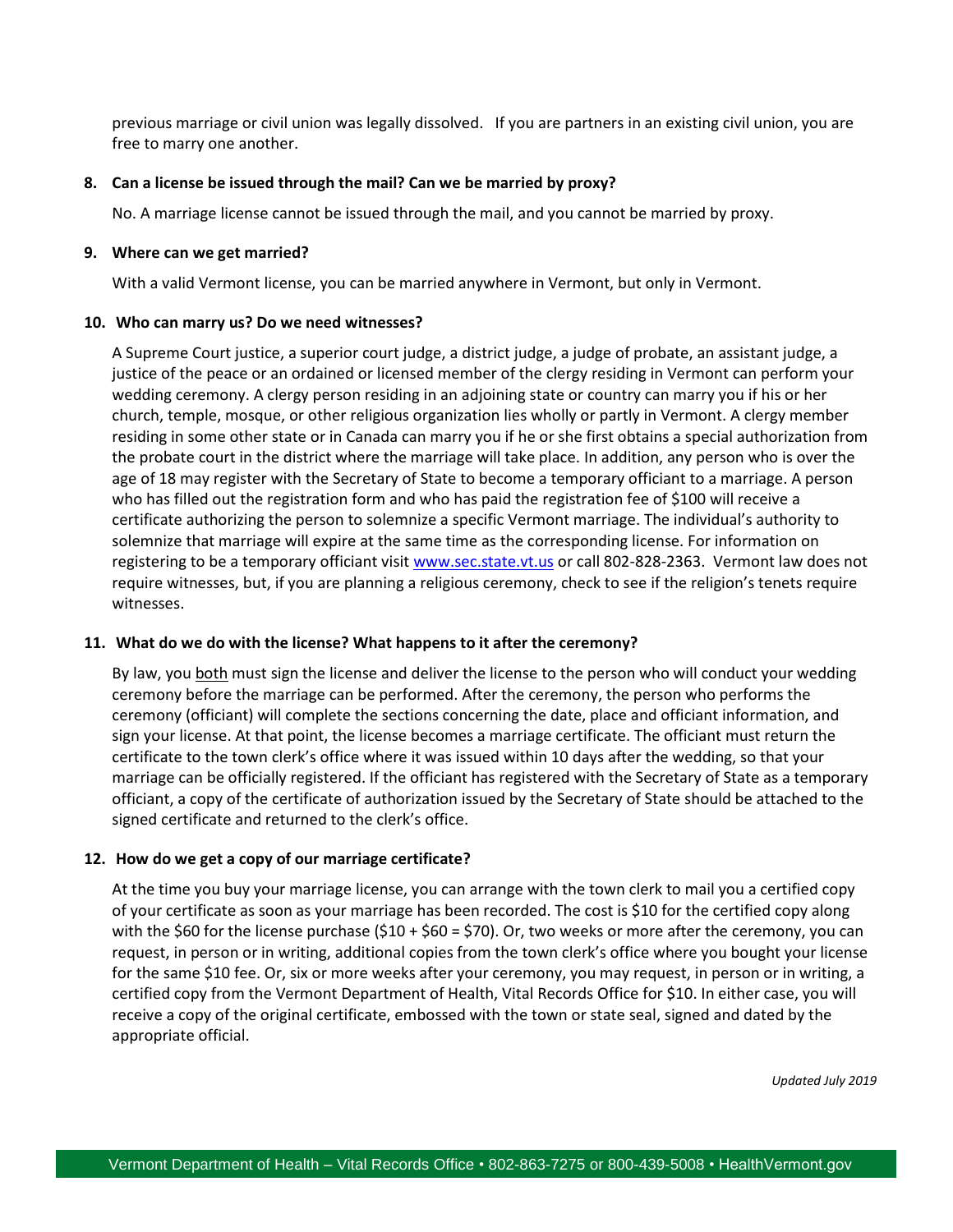previous marriage or civil union was legally dissolved. If you are partners in an existing civil union, you are free to marry one another.

**8. Can a license be issued through the mail? Can we be married by proxy?**

No. A marriage license cannot be issued through the mail, and you cannot be married by proxy.

**9. Where can we get married?**

With a valid Vermont license, you can be married anywhere in Vermont, but only in Vermont.

**10. Who can marry us? Do we need witnesses?**

A Supreme Court justice, a superior court judge, a district judge, a judge of probate, an assistant judge, a justice of the peace or an ordained or licensed member of the clergy residing in Vermont can perform your wedding ceremony. A clergy person residing in an adjoining state or country can marry you if his or her church, temple, mosque, or other religious organization lies wholly or partly in Vermont. A clergy member residing in some other state or in Canada can marry you if he or she first obtains a special authorization from the probate court in the district where the marriage will take place. In addition, any person who is over the age of 18 may register with the Secretary of State to become a temporary officiant to a marriage. A person who has filled out the registration form and who has paid the registration fee of $100 will receive a certificate authorizing the person to solemnize a specific Vermont marriage. The individual's authority to solemnize that marriage will expire at the same time as the corresponding license. For information on registering to be a temporary officiant visit www.sec.state.vt.us or call 802-828-2363. Vermont law does not require witnesses, but, if you are planning a religious ceremony, check to see if the religion's tenets require witnesses.

**11. What do we do with the license? What happens to it after the ceremony?**

By law, you <u>both</u> must sign the license and deliver the license to the person who will conduct your wedding ceremony before the marriage can be performed. After the ceremony, the person who performs the ceremony (officiant) will complete the sections concerning the date, place and officiant information, and sign your license. At that point, the license becomes a marriage certificate. The officiant must return the certificate to the town clerk's office where it was issued within 10 days after the wedding, so that your marriage can be officially registered. If the officiant has registered with the Secretary of State as a temporary officiant, a copy of the certificate of authorization issued by the Secretary of State should be attached to the signed certificate and returned to the clerk's office.

**12. How do we get a copy of our marriage certificate?**

At the time you buy your marriage license, you can arrange with the town clerk to mail you a certified copy of your certificate as soon as your marriage has been recorded. The cost is $10 for the certified copy along with the $60 for the license purchase ($10 + $60 = $70). Or, two weeks or more after the ceremony, you can request, in person or in writing, additional copies from the town clerk's office where you bought your license for the same $10 fee. Or, six or more weeks after your ceremony, you may request, in person or in writing, a certified copy from the Vermont Department of Health, Vital Records Office for $10. In either case, you will receive a copy of the original certificate, embossed with the town or state seal, signed and dated by the appropriate official.

*Updated July 2019*

Vermont Department of Health – Vital Records Office • 802-863-7275 or 800-439-5008 • HealthVermont.gov